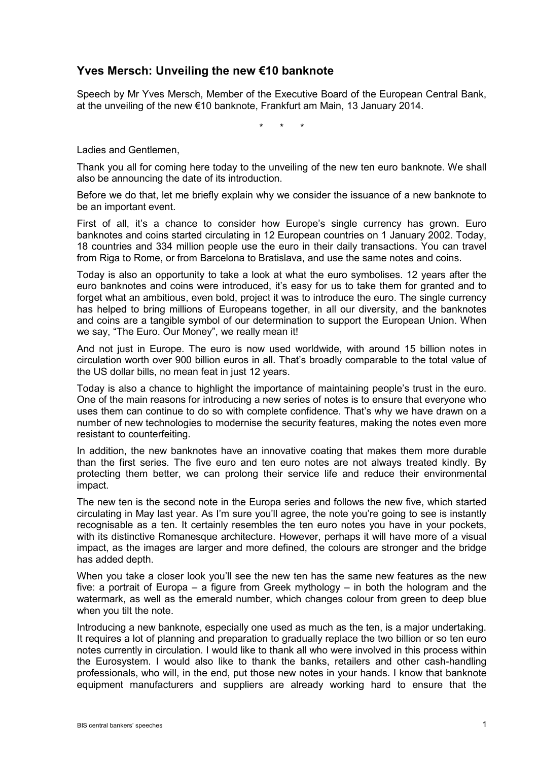## Yves Mersch: Unveiling the new €10 banknote

Speech by Mr Yves Mersch, Member of the Executive Board of the European Central Bank, at the unveiling of the new €10 banknote, Frankfurt am Main, 13 January 2014.

\* \* \*

Ladies and Gentlemen,

Thank you all for coming here today to the unveiling of the new ten euro banknote. We shall also be announcing the date of its introduction.

Before we do that, let me briefly explain why we consider the issuance of a new banknote to be an important event.

First of all, it's a chance to consider how Europe's single currency has grown. Euro banknotes and coins started circulating in 12 European countries on 1 January 2002. Today, 18 countries and 334 million people use the euro in their daily transactions. You can travel from Riga to Rome, or from Barcelona to Bratislava, and use the same notes and coins.

Today is also an opportunity to take a look at what the euro symbolises. 12 years after the euro banknotes and coins were introduced, it's easy for us to take them for granted and to forget what an ambitious, even bold, project it was to introduce the euro. The single currency has helped to bring millions of Europeans together, in all our diversity, and the banknotes and coins are a tangible symbol of our determination to support the European Union. When we say, "The Euro. Our Money", we really mean it!

And not just in Europe. The euro is now used worldwide, with around 15 billion notes in circulation worth over 900 billion euros in all. That's broadly comparable to the total value of the US dollar bills, no mean feat in just 12 years.

Today is also a chance to highlight the importance of maintaining people's trust in the euro. One of the main reasons for introducing a new series of notes is to ensure that everyone who uses them can continue to do so with complete confidence. That's why we have drawn on a number of new technologies to modernise the security features, making the notes even more resistant to counterfeiting.

In addition, the new banknotes have an innovative coating that makes them more durable than the first series. The five euro and ten euro notes are not always treated kindly. By protecting them better, we can prolong their service life and reduce their environmental impact.

The new ten is the second note in the Europa series and follows the new five, which started circulating in May last year. As I'm sure you'll agree, the note you're going to see is instantly recognisable as a ten. It certainly resembles the ten euro notes you have in your pockets, with its distinctive Romanesque architecture. However, perhaps it will have more of a visual impact, as the images are larger and more defined, the colours are stronger and the bridge has added depth.

When you take a closer look you'll see the new ten has the same new features as the new five: a portrait of Europa – a figure from Greek mythology – in both the hologram and the watermark, as well as the emerald number, which changes colour from green to deep blue when you tilt the note.

Introducing a new banknote, especially one used as much as the ten, is a major undertaking. It requires a lot of planning and preparation to gradually replace the two billion or so ten euro notes currently in circulation. I would like to thank all who were involved in this process within the Eurosystem. I would also like to thank the banks, retailers and other cash-handling professionals, who will, in the end, put those new notes in your hands. I know that banknote equipment manufacturers and suppliers are already working hard to ensure that the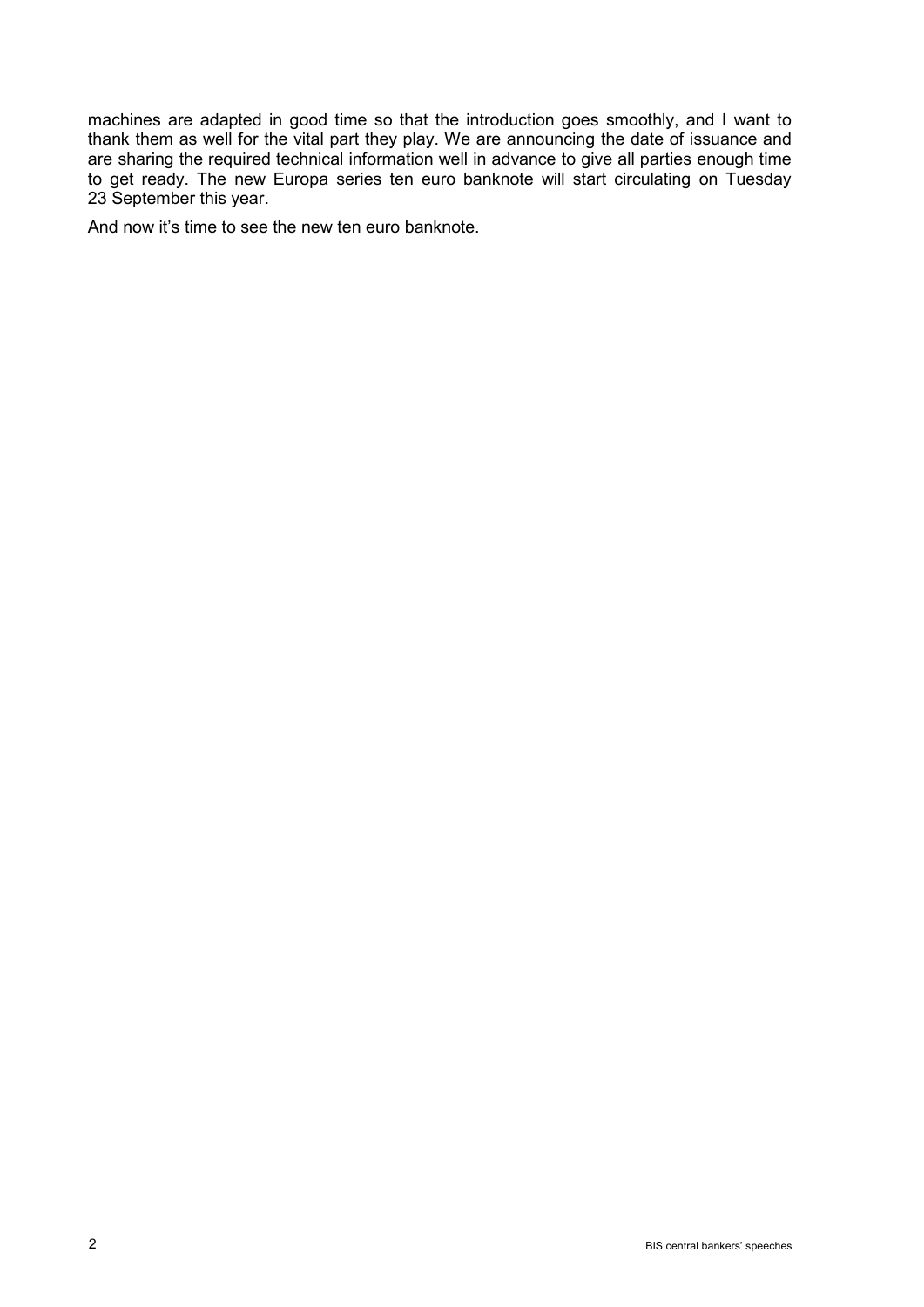machines are adapted in good time so that the introduction goes smoothly, and I want to thank them as well for the vital part they play. We are announcing the date of issuance and are sharing the required technical information well in advance to give all parties enough time to get ready. The new Europa series ten euro banknote will start circulating on Tuesday 23 September this year.

And now it's time to see the new ten euro banknote.